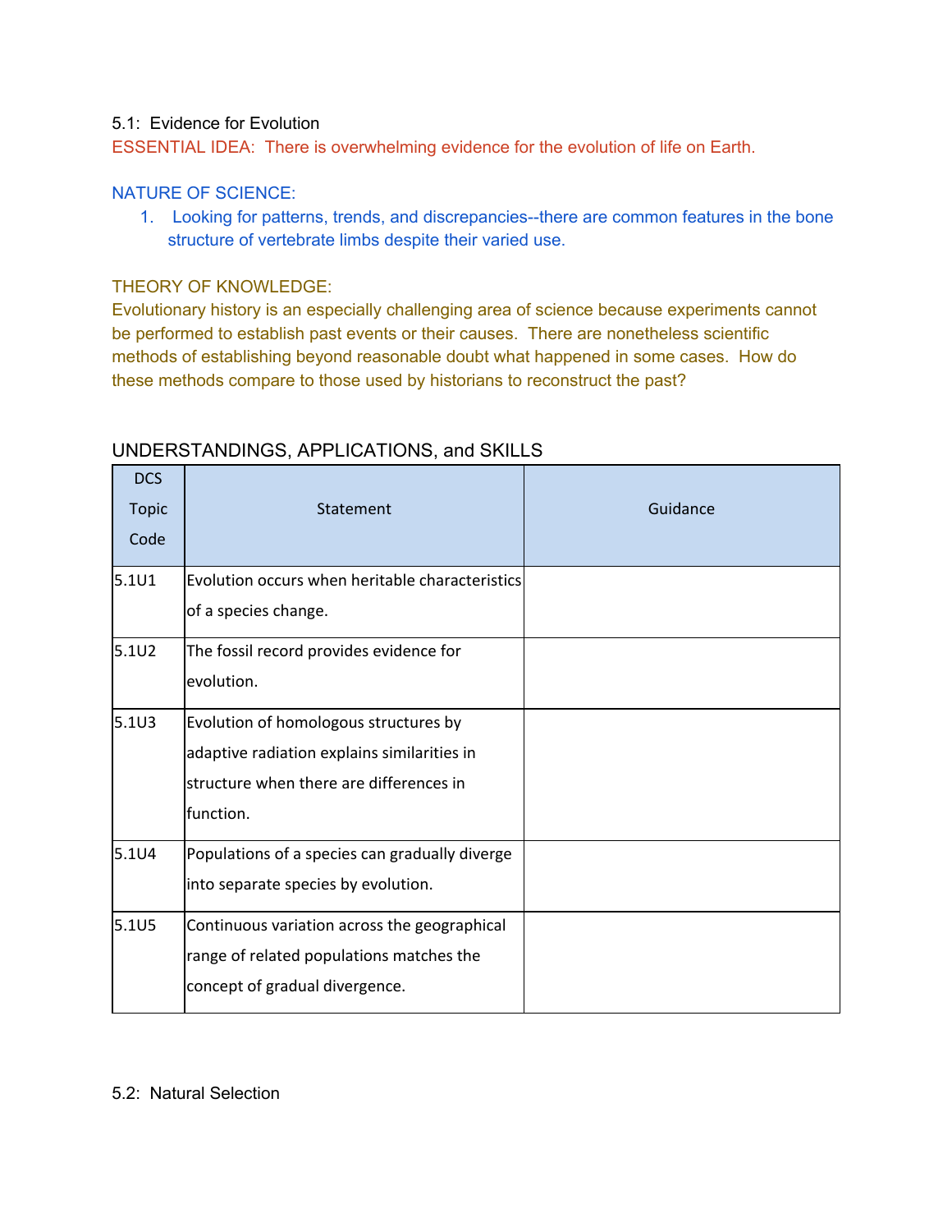## 5.1: Evidence for Evolution

ESSENTIAL IDEA: There is overwhelming evidence for the evolution of life on Earth.

NATURE OF SCIENCE:

1. Looking for patterns, trends, and discrepancies--there are common features in the bone structure of vertebrate limbs despite their varied use.

THEORY OF KNOWLEDGE:

Evolutionary history is an especially challenging area of science because experiments cannot be performed to establish past events or their causes. There are nonetheless scientific methods of establishing beyond reasonable doubt what happened in some cases. How do these methods compare to those used by historians to reconstruct the past?

### UNDERSTANDINGS, APPLICATIONS, and SKILLS

| DCS Topic Code | Statement | Guidance |
|---|---|---|
| 5.1U1 | Evolution occurs when heritable characteristics of a species change. | |
| 5.1U2 | The fossil record provides evidence for evolution. | |
| 5.1U3 | Evolution of homologous structures by adaptive radiation explains similarities in structure when there are differences in function. | |
| 5.1U4 | Populations of a species can gradually diverge into separate species by evolution. | |
| 5.1U5 | Continuous variation across the geographical range of related populations matches the concept of gradual divergence. | |

## 5.2: Natural Selection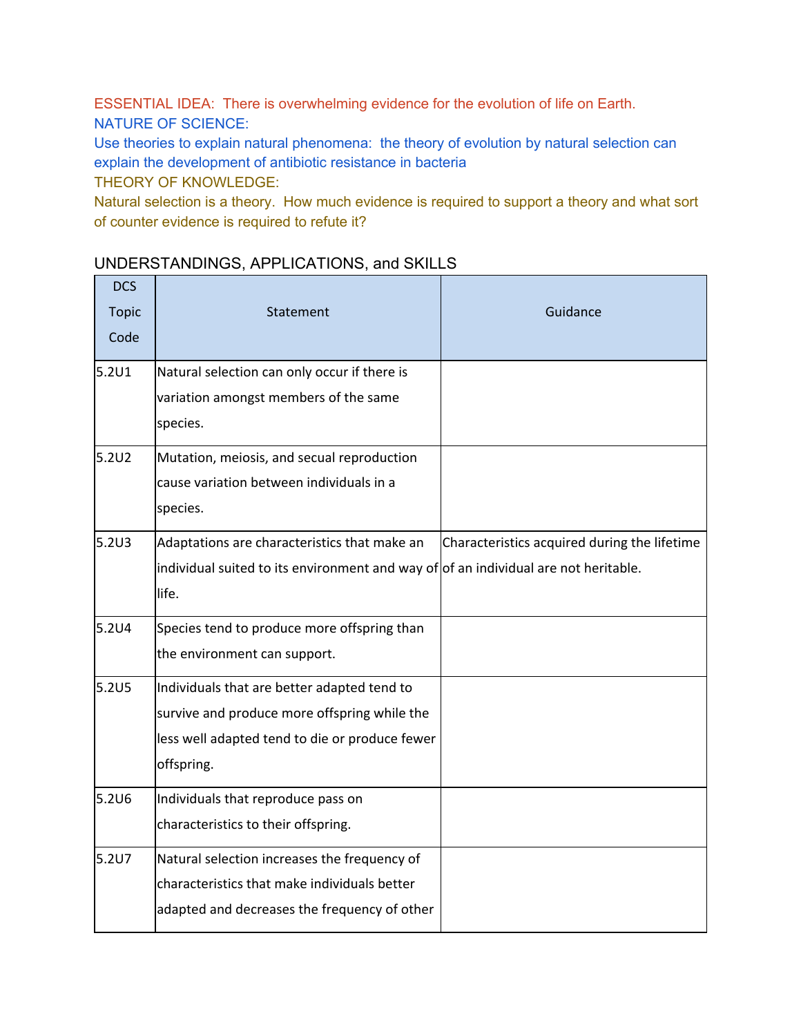ESSENTIAL IDEA: There is overwhelming evidence for the evolution of life on Earth.

NATURE OF SCIENCE:

Use theories to explain natural phenomena: the theory of evolution by natural selection can explain the development of antibiotic resistance in bacteria

THEORY OF KNOWLEDGE:

Natural selection is a theory. How much evidence is required to support a theory and what sort of counter evidence is required to refute it?

## UNDERSTANDINGS, APPLICATIONS, and SKILLS

| DCS Topic Code | Statement | Guidance |
|---|---|---|
| 5.2U1 | Natural selection can only occur if there is variation amongst members of the same species. | |
| 5.2U2 | Mutation, meiosis, and secual reproduction cause variation between individuals in a species. | |
| 5.2U3 | Adaptations are characteristics that make an individual suited to its environment and way of life. | Characteristics acquired during the lifetime of an individual are not heritable. |
| 5.2U4 | Species tend to produce more offspring than the environment can support. | |
| 5.2U5 | Individuals that are better adapted tend to survive and produce more offspring while the less well adapted tend to die or produce fewer offspring. | |
| 5.2U6 | Individuals that reproduce pass on characteristics to their offspring. | |
| 5.2U7 | Natural selection increases the frequency of characteristics that make individuals better adapted and decreases the frequency of other | |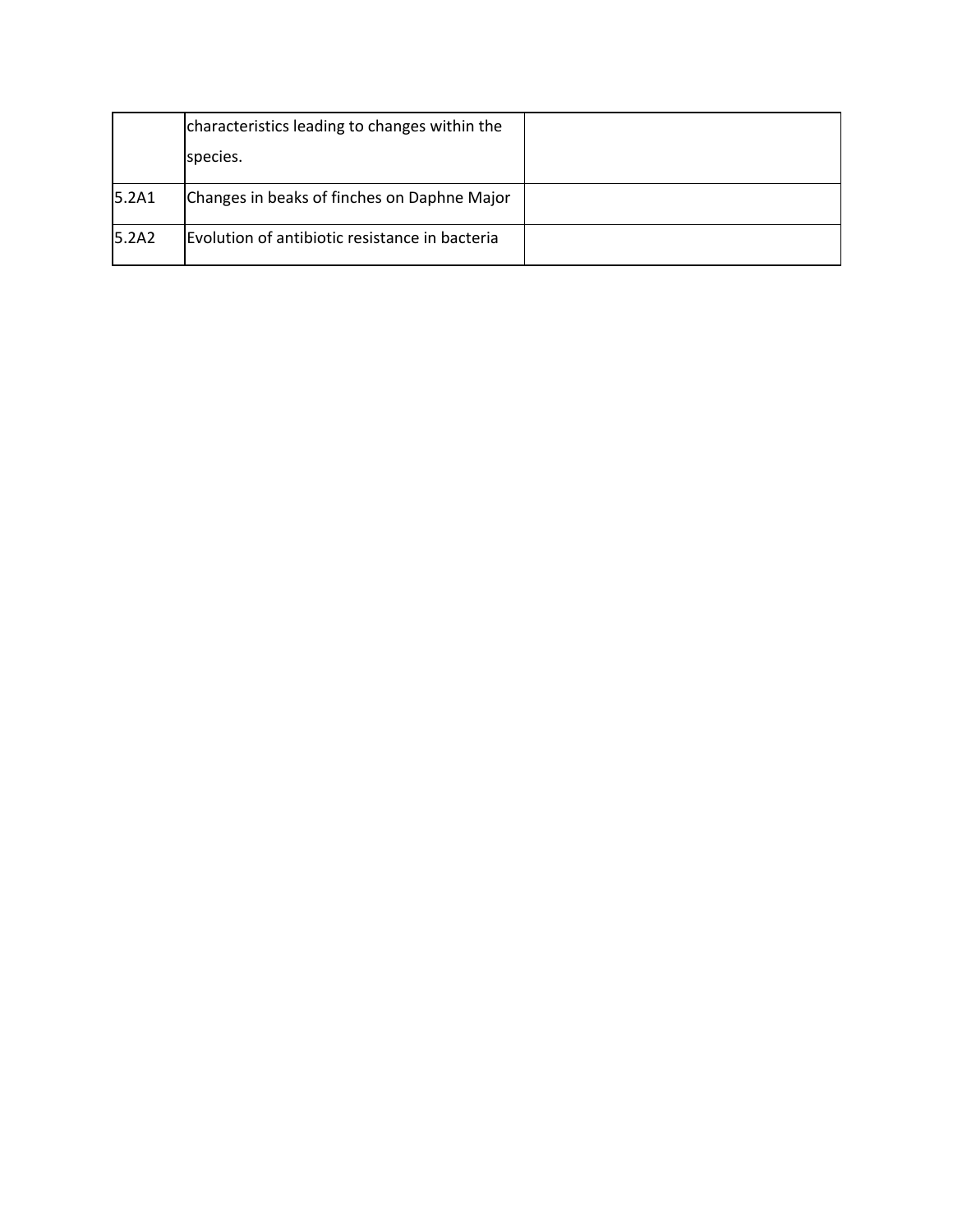| | | |
|---|---|---|
| | characteristics leading to changes within the species. | |
| 5.2A1 | Changes in beaks of finches on Daphne Major | |
| 5.2A2 | Evolution of antibiotic resistance in bacteria | |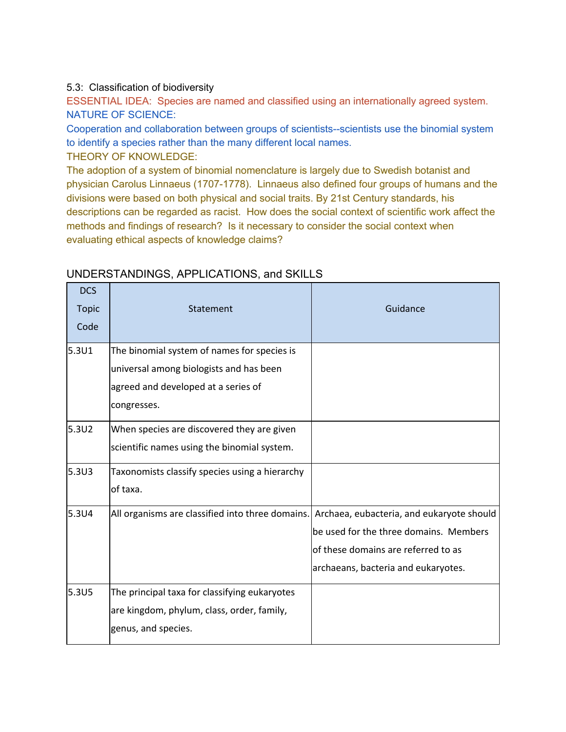5.3: Classification of biodiversity

ESSENTIAL IDEA: Species are named and classified using an internationally agreed system.

NATURE OF SCIENCE:

Cooperation and collaboration between groups of scientists--scientists use the binomial system to identify a species rather than the many different local names.

THEORY OF KNOWLEDGE:

The adoption of a system of binomial nomenclature is largely due to Swedish botanist and physician Carolus Linnaeus (1707-1778). Linnaeus also defined four groups of humans and the divisions were based on both physical and social traits. By 21st Century standards, his descriptions can be regarded as racist. How does the social context of scientific work affect the methods and findings of research? Is it necessary to consider the social context when evaluating ethical aspects of knowledge claims?

UNDERSTANDINGS, APPLICATIONS, and SKILLS

| DCS Topic Code | Statement | Guidance |
|---|---|---|
| 5.3U1 | The binomial system of names for species is universal among biologists and has been agreed and developed at a series of congresses. | |
| 5.3U2 | When species are discovered they are given scientific names using the binomial system. | |
| 5.3U3 | Taxonomists classify species using a hierarchy of taxa. | |
| 5.3U4 | All organisms are classified into three domains. | Archaea, eubacteria, and eukaryote should be used for the three domains. Members of these domains are referred to as archaeans, bacteria and eukaryotes. |
| 5.3U5 | The principal taxa for classifying eukaryotes are kingdom, phylum, class, order, family, genus, and species. | |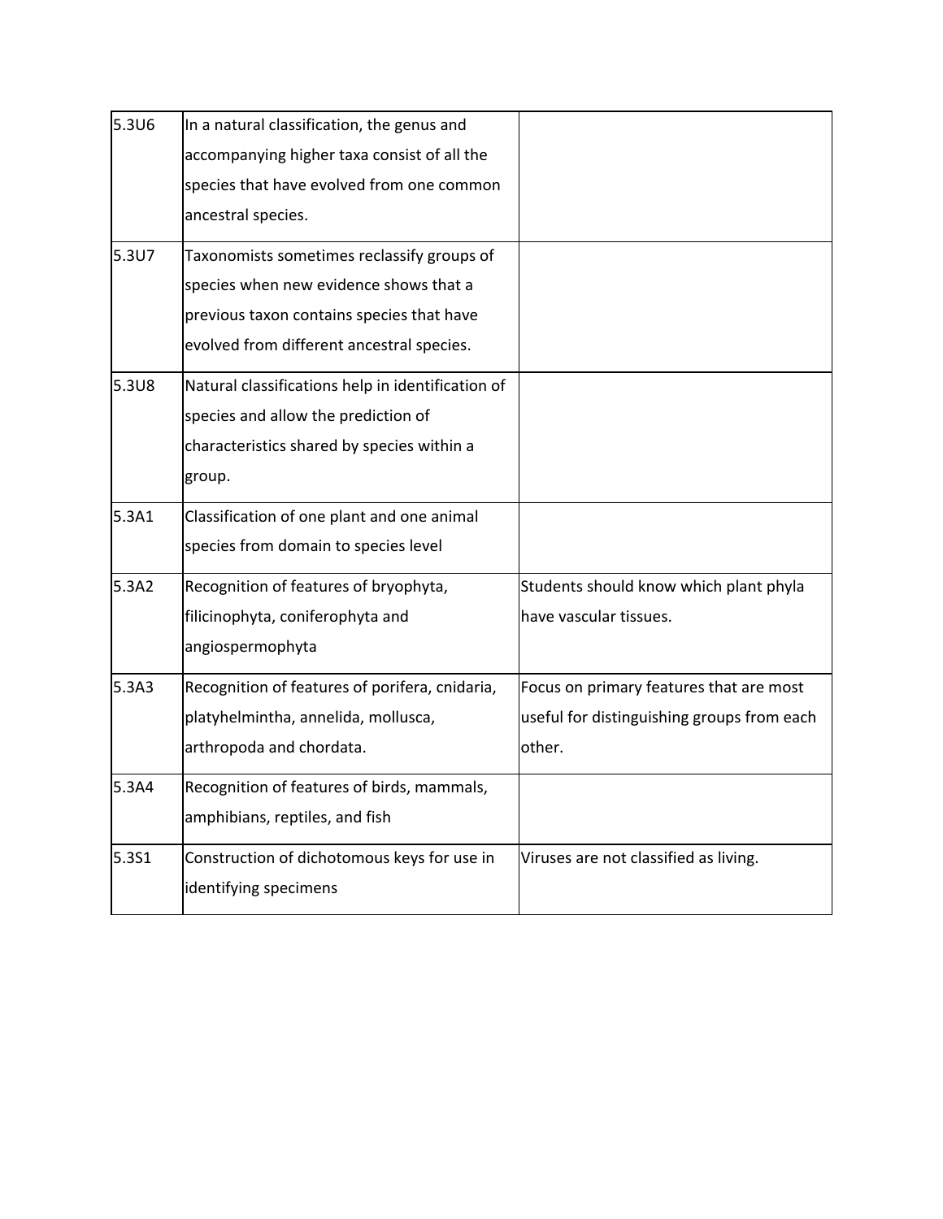| | | |
|---|---|---|
| 5.3U6 | In a natural classification, the genus and accompanying higher taxa consist of all the species that have evolved from one common ancestral species. | |
| 5.3U7 | Taxonomists sometimes reclassify groups of species when new evidence shows that a previous taxon contains species that have evolved from different ancestral species. | |
| 5.3U8 | Natural classifications help in identification of species and allow the prediction of characteristics shared by species within a group. | |
| 5.3A1 | Classification of one plant and one animal species from domain to species level | |
| 5.3A2 | Recognition of features of bryophyta, filicinophyta, coniferophyta and angiospermophyta | Students should know which plant phyla have vascular tissues. |
| 5.3A3 | Recognition of features of porifera, cnidaria, platyhelmintha, annelida, mollusca, arthropoda and chordata. | Focus on primary features that are most useful for distinguishing groups from each other. |
| 5.3A4 | Recognition of features of birds, mammals, amphibians, reptiles, and fish | |
| 5.3S1 | Construction of dichotomous keys for use in identifying specimens | Viruses are not classified as living. |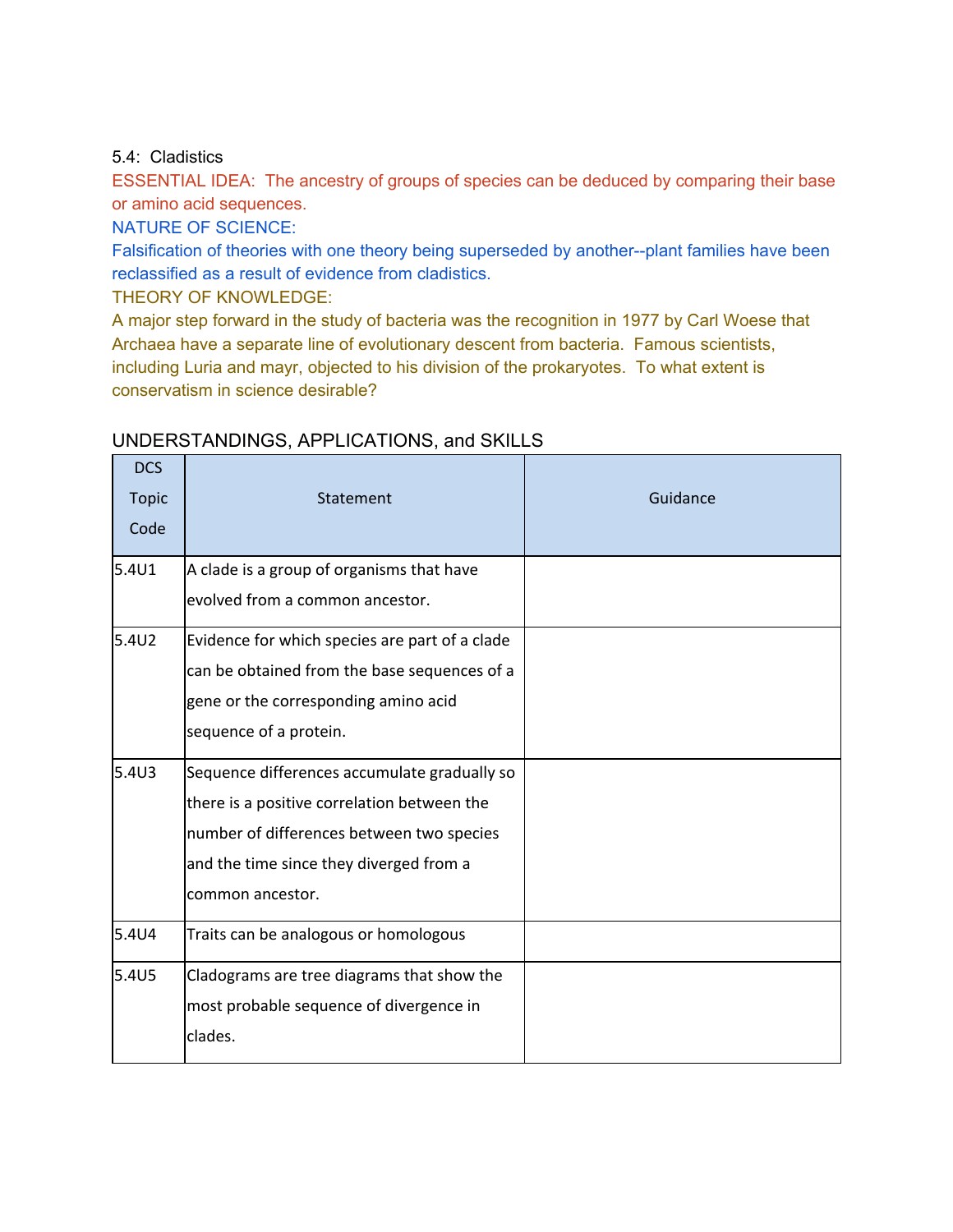5.4: Cladistics

ESSENTIAL IDEA: The ancestry of groups of species can be deduced by comparing their base or amino acid sequences.

NATURE OF SCIENCE:

Falsification of theories with one theory being superseded by another--plant families have been reclassified as a result of evidence from cladistics.

THEORY OF KNOWLEDGE:

A major step forward in the study of bacteria was the recognition in 1977 by Carl Woese that Archaea have a separate line of evolutionary descent from bacteria. Famous scientists, including Luria and mayr, objected to his division of the prokaryotes. To what extent is conservatism in science desirable?

## UNDERSTANDINGS, APPLICATIONS, and SKILLS

| DCS Topic Code | Statement | Guidance |
|---|---|---|
| 5.4U1 | A clade is a group of organisms that have evolved from a common ancestor. | |
| 5.4U2 | Evidence for which species are part of a clade can be obtained from the base sequences of a gene or the corresponding amino acid sequence of a protein. | |
| 5.4U3 | Sequence differences accumulate gradually so there is a positive correlation between the number of differences between two species and the time since they diverged from a common ancestor. | |
| 5.4U4 | Traits can be analogous or homologous | |
| 5.4U5 | Cladograms are tree diagrams that show the most probable sequence of divergence in clades. | |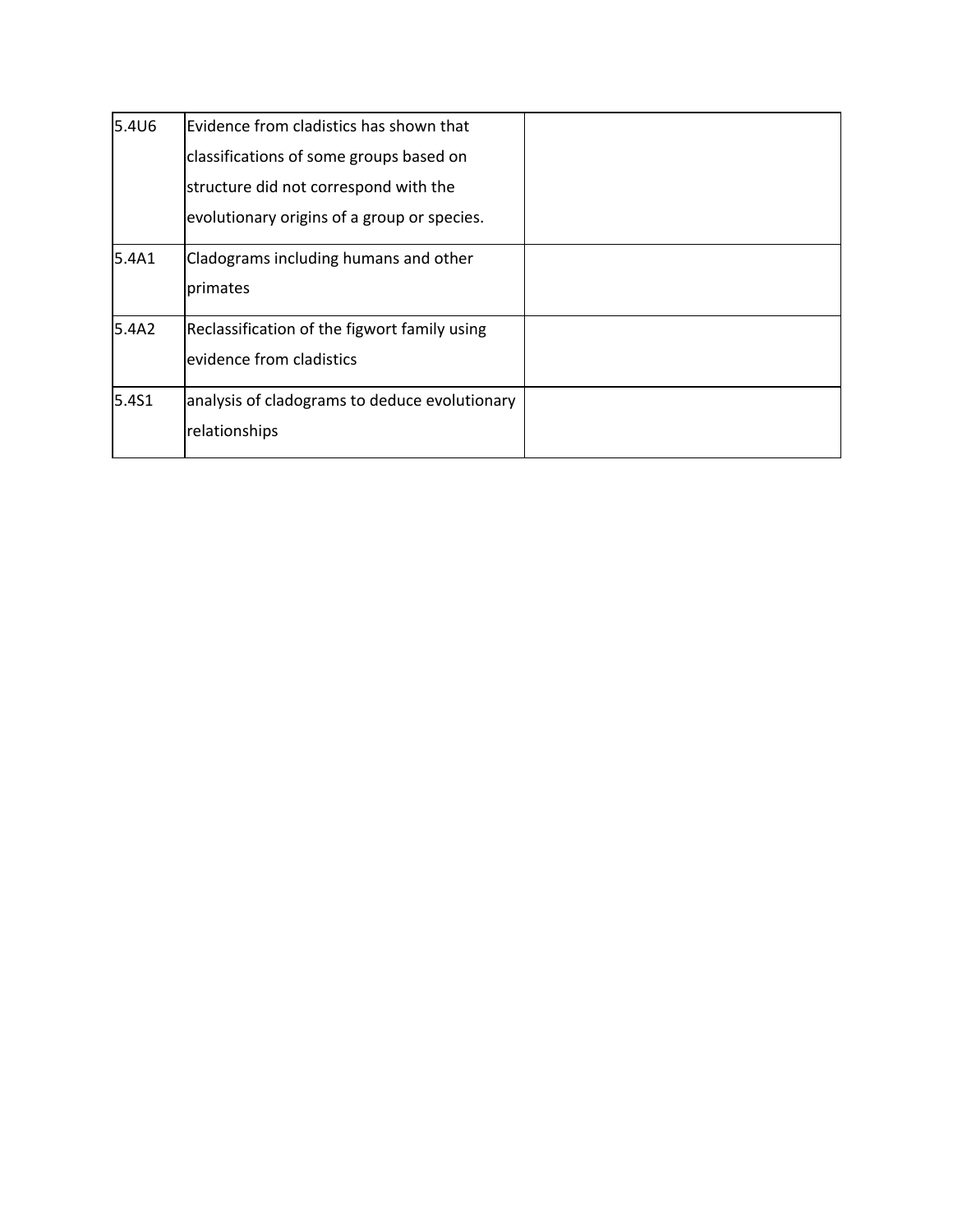| | | |
|---|---|---|
| 5.4U6 | Evidence from cladistics has shown that classifications of some groups based on structure did not correspond with the evolutionary origins of a group or species. | |
| 5.4A1 | Cladograms including humans and other primates | |
| 5.4A2 | Reclassification of the figwort family using evidence from cladistics | |
| 5.4S1 | analysis of cladograms to deduce evolutionary relationships | |